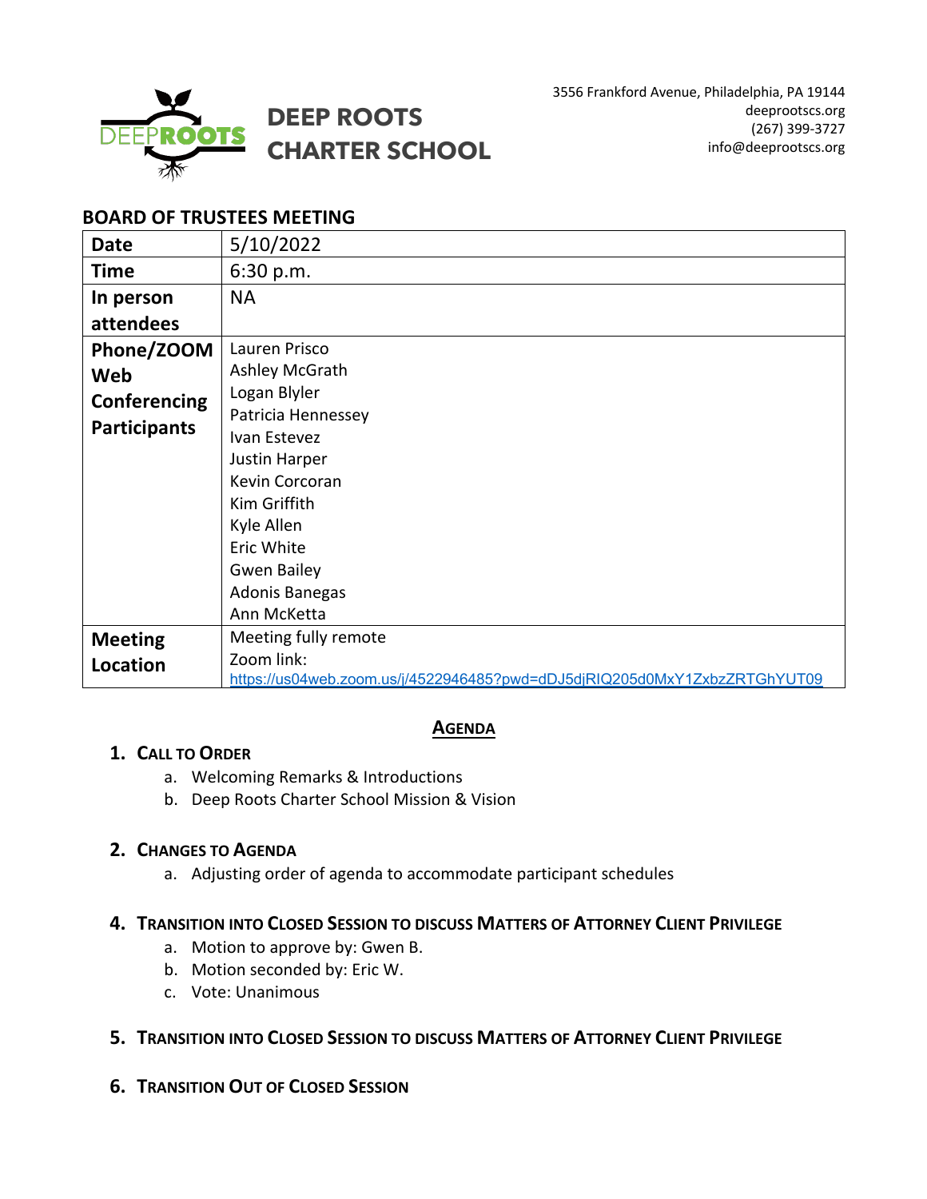# DEEP ROOTS CHARTER SCHOOL

3556 Frankford Avenue, Philadelphia, PA 19144
deeprootscs.org
(267) 399-3727
info@deeprootscs.org

## BOARD OF TRUSTEES MEETING

| Date | 5/10/2022 |
|---|---|
| Time | 6:30 p.m. |
| In person attendees | NA |
| Phone/ZOOM Web Conferencing Participants | Lauren Prisco<br>Ashley McGrath<br>Logan Blyler<br>Patricia Hennessey<br>Ivan Estevez<br>Justin Harper<br>Kevin Corcoran<br>Kim Griffith<br>Kyle Allen<br>Eric White<br>Gwen Bailey<br>Adonis Banegas<br>Ann McKetta |
| Meeting Location | Meeting fully remote<br>Zoom link:<br>https://us04web.zoom.us/j/4522946485?pwd=dDJ5djRIQ205d0MxY1ZxbzZRTGhYUT09 |

### AGENDA

1. **CALL TO ORDER**
   a. Welcoming Remarks & Introductions
   b. Deep Roots Charter School Mission & Vision

2. **CHANGES TO AGENDA**
   a. Adjusting order of agenda to accommodate participant schedules

4. **TRANSITION INTO CLOSED SESSION TO DISCUSS MATTERS OF ATTORNEY CLIENT PRIVILEGE**
   a. Motion to approve by: Gwen B.
   b. Motion seconded by: Eric W.
   c. Vote: Unanimous

5. **TRANSITION INTO CLOSED SESSION TO DISCUSS MATTERS OF ATTORNEY CLIENT PRIVILEGE**

6. **TRANSITION OUT OF CLOSED SESSION**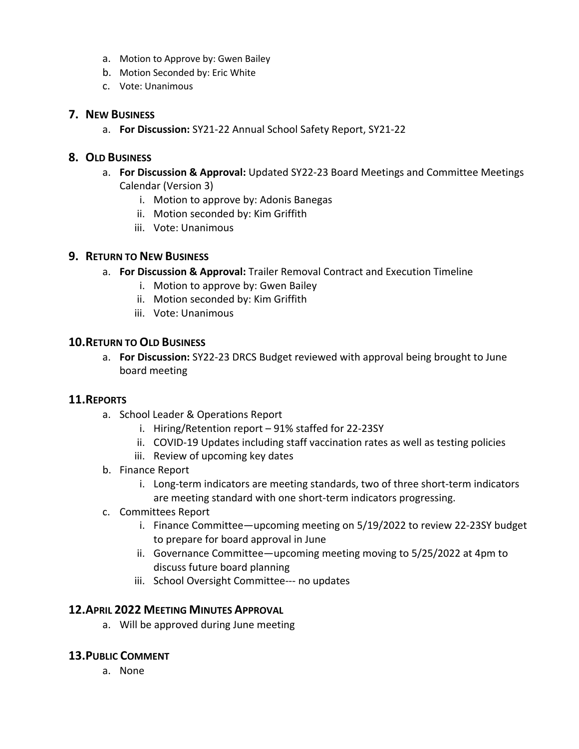a. Motion to Approve by: Gwen Bailey
b. Motion Seconded by: Eric White
c. Vote: Unanimous

## 7. New Business

a. **For Discussion:** SY21-22 Annual School Safety Report, SY21-22

## 8. Old Business

a. **For Discussion & Approval:** Updated SY22-23 Board Meetings and Committee Meetings Calendar (Version 3)
   i. Motion to approve by: Adonis Banegas
   ii. Motion seconded by: Kim Griffith
   iii. Vote: Unanimous

## 9. Return to New Business

a. **For Discussion & Approval:** Trailer Removal Contract and Execution Timeline
   i. Motion to approve by: Gwen Bailey
   ii. Motion seconded by: Kim Griffith
   iii. Vote: Unanimous

## 10. Return to Old Business

a. **For Discussion:** SY22-23 DRCS Budget reviewed with approval being brought to June board meeting

## 11. Reports

a. School Leader & Operations Report
   i. Hiring/Retention report – 91% staffed for 22-23SY
   ii. COVID-19 Updates including staff vaccination rates as well as testing policies
   iii. Review of upcoming key dates
b. Finance Report
   i. Long-term indicators are meeting standards, two of three short-term indicators are meeting standard with one short-term indicators progressing.
c. Committees Report
   i. Finance Committee—upcoming meeting on 5/19/2022 to review 22-23SY budget to prepare for board approval in June
   ii. Governance Committee—upcoming meeting moving to 5/25/2022 at 4pm to discuss future board planning
   iii. School Oversight Committee--- no updates

## 12. April 2022 Meeting Minutes Approval

a. Will be approved during June meeting

## 13. Public Comment

a. None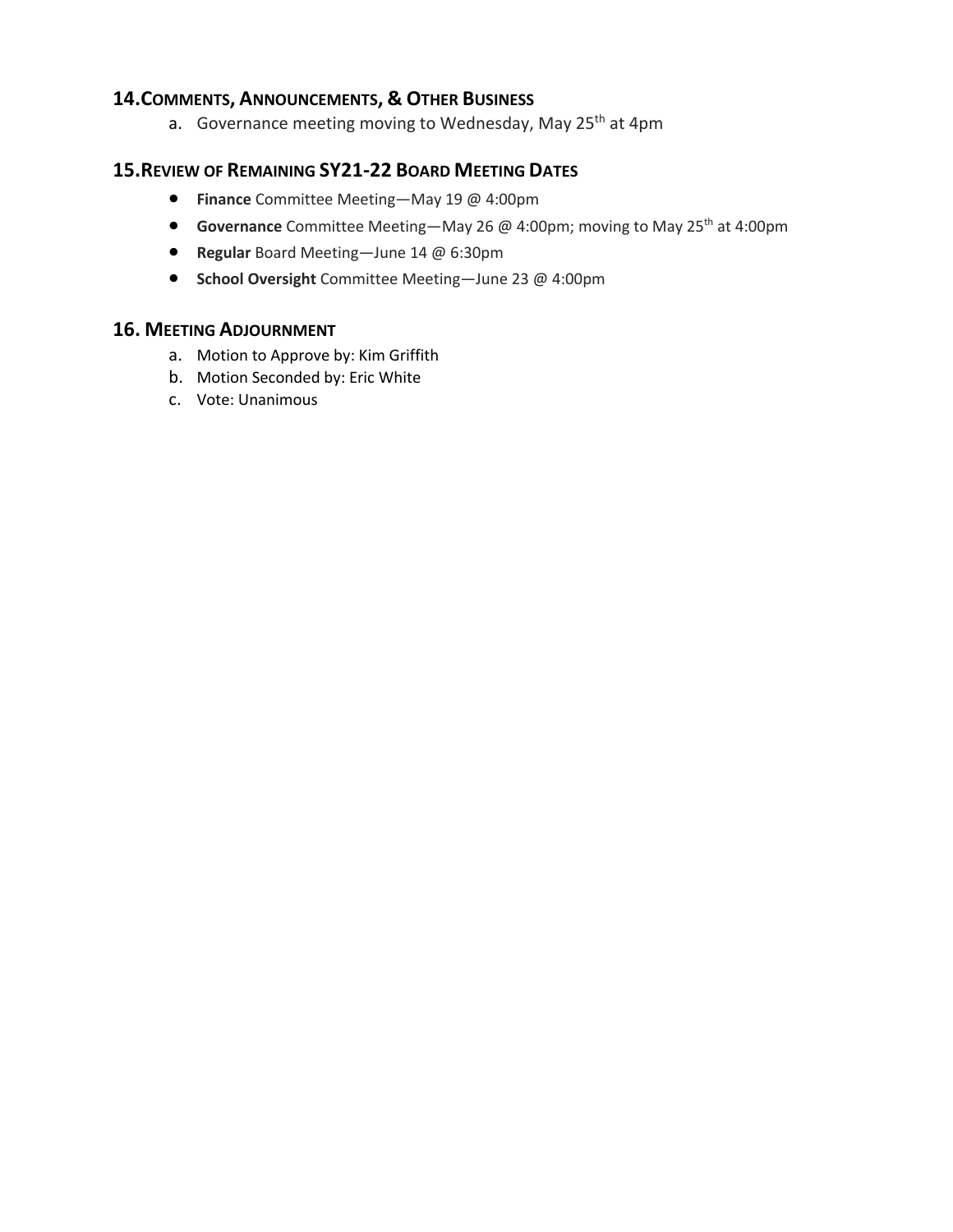## 14. Comments, Announcements, & Other Business

a. Governance meeting moving to Wednesday, May 25th at 4pm

## 15. Review of Remaining SY21-22 Board Meeting Dates

- **Finance** Committee Meeting—May 19 @ 4:00pm
- **Governance** Committee Meeting—May 26 @ 4:00pm; moving to May 25th at 4:00pm
- **Regular** Board Meeting—June 14 @ 6:30pm
- **School Oversight** Committee Meeting—June 23 @ 4:00pm

## 16. Meeting Adjournment

a. Motion to Approve by: Kim Griffith
b. Motion Seconded by: Eric White
c. Vote: Unanimous